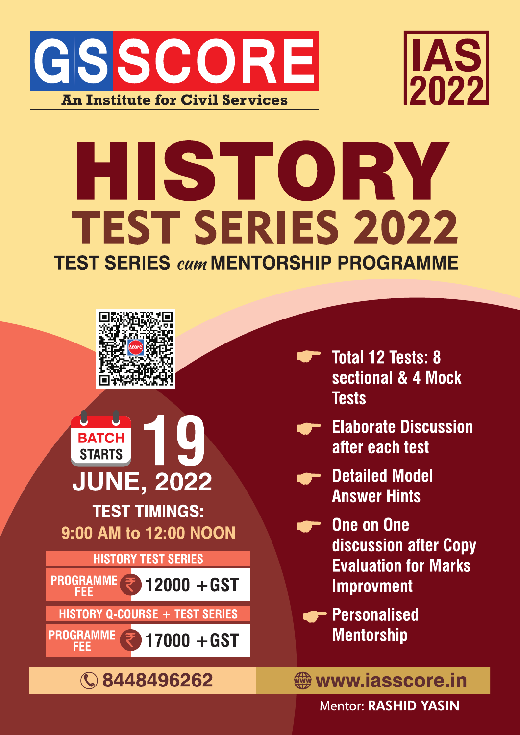# GS SCORE

**An Institute for Civil Services**

**IAS 2022**

# HISTORY

## TEST SERIES 2022

### TEST SERIES *cum* MENTORSHIP PROGRAMME

**BATCH STARTS 19 JUNE, 2022**

**TEST TIMINGS:**
**9:00 AM to 12:00 NOON**

| HISTORY TEST SERIES | |
|---|---|
| PROGRAMME FEE | ₹ 12000 +GST |

| HISTORY Q-COURSE + TEST SERIES | |
|---|---|
| PROGRAMME FEE | ₹ 17000 +GST |

- Total 12 Tests: 8 sectional & 4 Mock Tests
- Elaborate Discussion after each test
- Detailed Model Answer Hints
- One on One discussion after Copy Evaluation for Marks Improvment
- Personalised Mentorship

8448496262

www.iasscore.in

Mentor: **RASHID YASIN**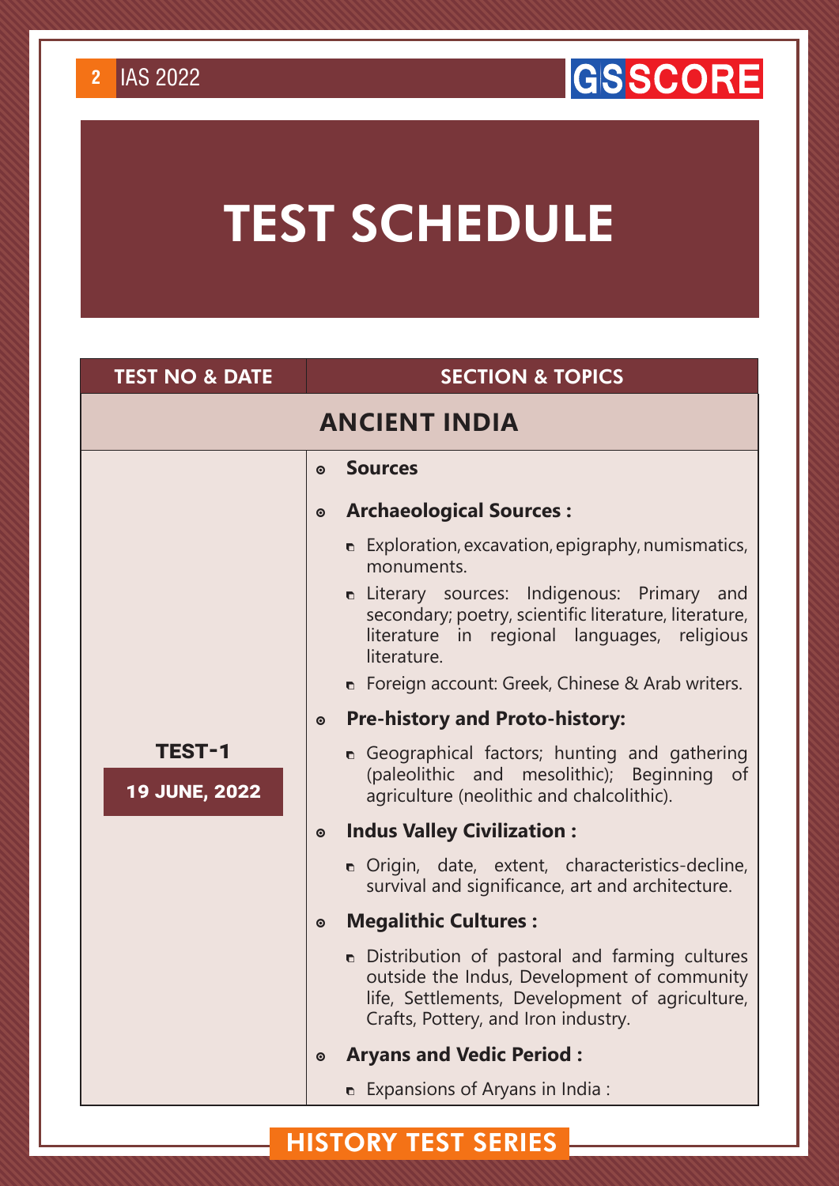# TEST SCHEDULE

| TEST NO & DATE | SECTION & TOPICS |
|---|---|
| **ANCIENT INDIA** | |
| **TEST-1** **19 JUNE, 2022** | **Sources**<br>**Archaeological Sources :**<br>- Exploration, excavation, epigraphy, numismatics, monuments.<br>- Literary sources: Indigenous: Primary and secondary; poetry, scientific literature, literature, literature in regional languages, religious literature.<br>- Foreign account: Greek, Chinese & Arab writers.<br>**Pre-history and Proto-history:**<br>- Geographical factors; hunting and gathering (paleolithic and mesolithic); Beginning of agriculture (neolithic and chalcolithic).<br>**Indus Valley Civilization :**<br>- Origin, date, extent, characteristics-decline, survival and significance, art and architecture.<br>**Megalithic Cultures :**<br>- Distribution of pastoral and farming cultures outside the Indus, Development of community life, Settlements, Development of agriculture, Crafts, Pottery, and Iron industry.<br>**Aryans and Vedic Period :**<br>- Expansions of Aryans in India : |

HISTORY TEST SERIES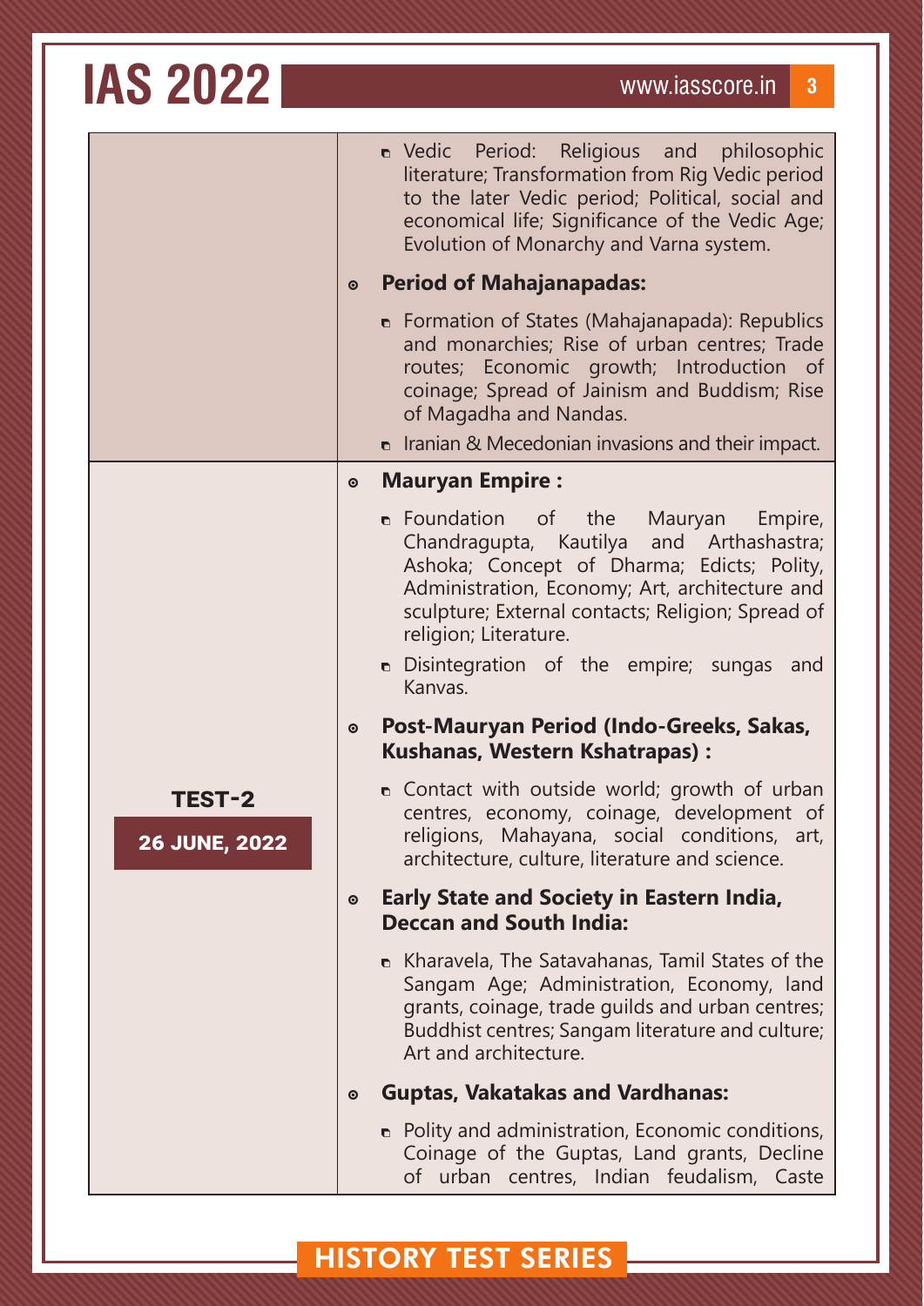| | |
|---|---|
| | ▪ Vedic Period: Religious and philosophic literature; Transformation from Rig Vedic period to the later Vedic period; Political, social and economical life; Significance of the Vedic Age; Evolution of Monarchy and Varna system.<br>◉ **Period of Mahajanapadas:**<br>▪ Formation of States (Mahajanapada): Republics and monarchies; Rise of urban centres; Trade routes; Economic growth; Introduction of coinage; Spread of Jainism and Buddhism; Rise of Magadha and Nandas.<br>▪ Iranian & Mecedonian invasions and their impact. |
| **TEST-2**<br>**26 JUNE, 2022** | ◉ **Mauryan Empire :**<br>▪ Foundation of the Mauryan Empire, Chandragupta, Kautilya and Arthashastra; Ashoka; Concept of Dharma; Edicts; Polity, Administration, Economy; Art, architecture and sculpture; External contacts; Religion; Spread of religion; Literature.<br>▪ Disintegration of the empire; sungas and Kanvas.<br>◉ **Post-Mauryan Period (Indo-Greeks, Sakas, Kushanas, Western Kshatrapas) :**<br>▪ Contact with outside world; growth of urban centres, economy, coinage, development of religions, Mahayana, social conditions, art, architecture, culture, literature and science.<br>◉ **Early State and Society in Eastern India, Deccan and South India:**<br>▪ Kharavela, The Satavahanas, Tamil States of the Sangam Age; Administration, Economy, land grants, coinage, trade guilds and urban centres; Buddhist centres; Sangam literature and culture; Art and architecture.<br>◉ **Guptas, Vakatakas and Vardhanas:**<br>▪ Polity and administration, Economic conditions, Coinage of the Guptas, Land grants, Decline of urban centres, Indian feudalism, Caste |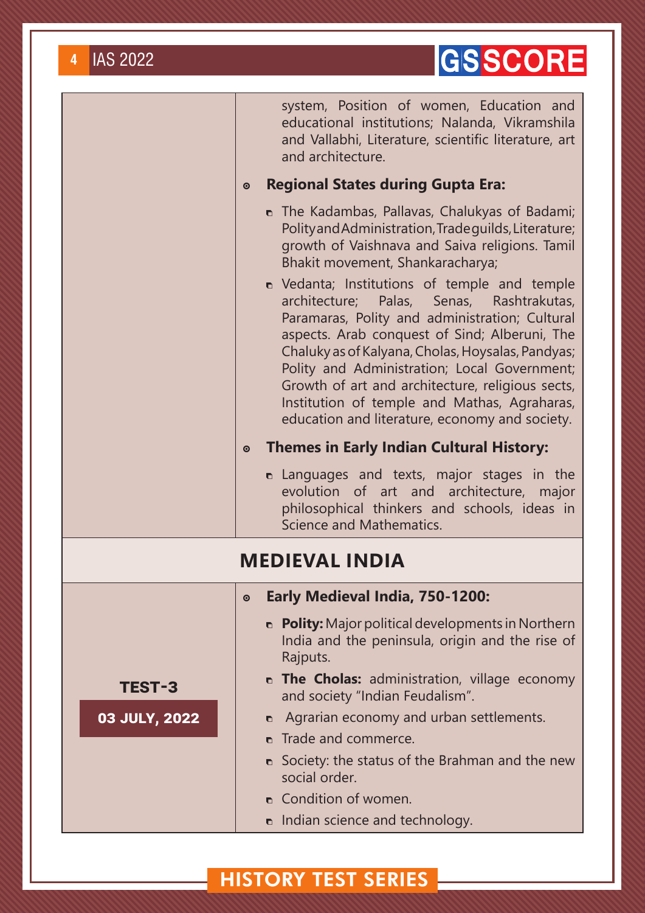| | |
|---|---|
| | system, Position of women, Education and educational institutions; Nalanda, Vikramshila and Vallabhi, Literature, scientific literature, art and architecture.<br><br>**Regional States during Gupta Era:**<br>- The Kadambas, Pallavas, Chalukyas of Badami; Polity and Administration, Trade guilds, Literature; growth of Vaishnava and Saiva religions. Tamil Bhakit movement, Shankaracharya;<br>- Vedanta; Institutions of temple and temple architecture; Palas, Senas, Rashtrakutas, Paramaras, Polity and administration; Cultural aspects. Arab conquest of Sind; Alberuni, The Chaluky as of Kalyana, Cholas, Hoysalas, Pandyas; Polity and Administration; Local Government; Growth of art and architecture, religious sects, Institution of temple and Mathas, Agraharas, education and literature, economy and society.<br><br>**Themes in Early Indian Cultural History:**<br>- Languages and texts, major stages in the evolution of art and architecture, major philosophical thinkers and schools, ideas in Science and Mathematics. |
| **MEDIEVAL INDIA** | |
| **TEST-3**<br>**03 JULY, 2022** | **Early Medieval India, 750-1200:**<br>- **Polity:** Major political developments in Northern India and the peninsula, origin and the rise of Rajputs.<br>- **The Cholas:** administration, village economy and society "Indian Feudalism".<br>- Agrarian economy and urban settlements.<br>- Trade and commerce.<br>- Society: the status of the Brahman and the new social order.<br>- Condition of women.<br>- Indian science and technology. |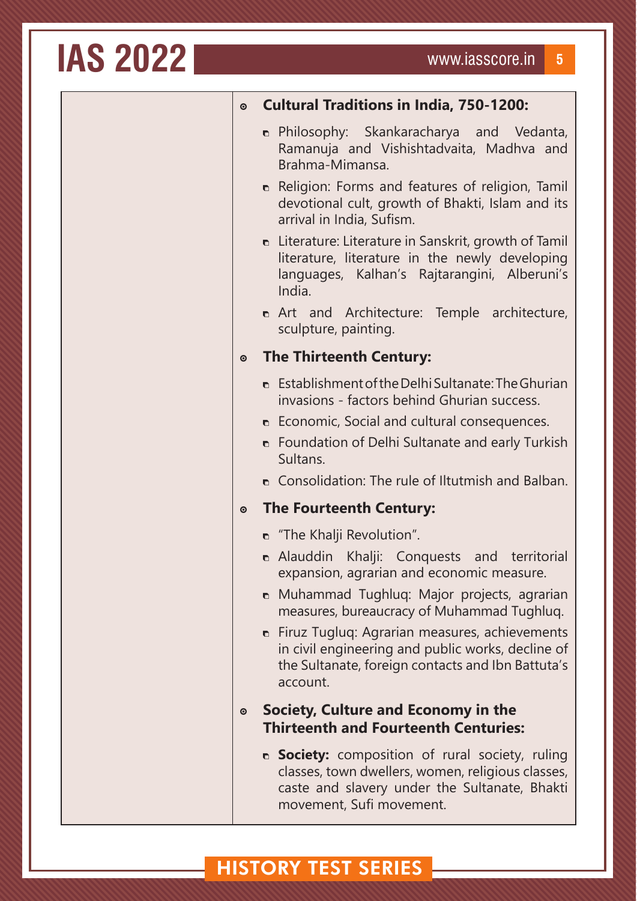- **Cultural Traditions in India, 750-1200:**
  - Philosophy: Skankaracharya and Vedanta, Ramanuja and Vishishtadvaita, Madhva and Brahma-Mimansa.
  - Religion: Forms and features of religion, Tamil devotional cult, growth of Bhakti, Islam and its arrival in India, Sufism.
  - Literature: Literature in Sanskrit, growth of Tamil literature, literature in the newly developing languages, Kalhan's Rajtarangini, Alberuni's India.
  - Art and Architecture: Temple architecture, sculpture, painting.
- **The Thirteenth Century:**
  - Establishment of the Delhi Sultanate: The Ghurian invasions - factors behind Ghurian success.
  - Economic, Social and cultural consequences.
  - Foundation of Delhi Sultanate and early Turkish Sultans.
  - Consolidation: The rule of Iltutmish and Balban.
- **The Fourteenth Century:**
  - "The Khalji Revolution".
  - Alauddin Khalji: Conquests and territorial expansion, agrarian and economic measure.
  - Muhammad Tughluq: Major projects, agrarian measures, bureaucracy of Muhammad Tughluq.
  - Firuz Tugluq: Agrarian measures, achievements in civil engineering and public works, decline of the Sultanate, foreign contacts and Ibn Battuta's account.
- **Society, Culture and Economy in the Thirteenth and Fourteenth Centuries:**
  - **Society:** composition of rural society, ruling classes, town dwellers, women, religious classes, caste and slavery under the Sultanate, Bhakti movement, Sufi movement.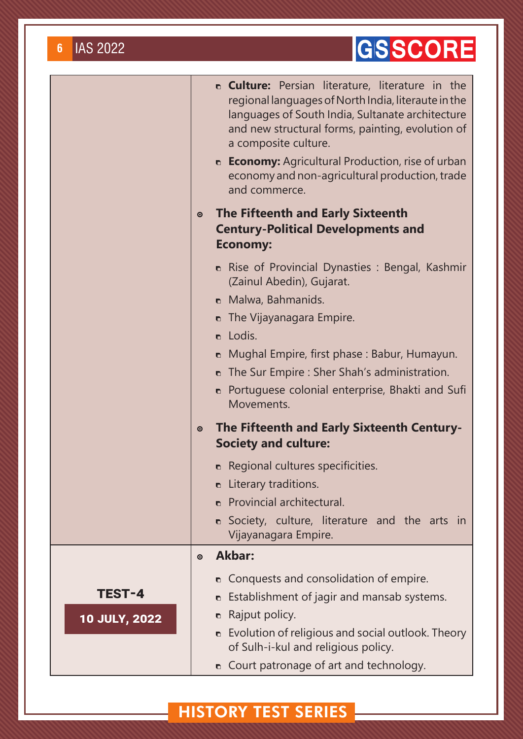| | |
|---|---|
| | - **Culture:** Persian literature, literature in the regional languages of North India, literaute in the languages of South India, Sultanate architecture and new structural forms, painting, evolution of a composite culture.<br>- **Economy:** Agricultural Production, rise of urban economy and non-agricultural production, trade and commerce.<br><br>**The Fifteenth and Early Sixteenth Century-Political Developments and Economy:**<br>- Rise of Provincial Dynasties : Bengal, Kashmir (Zainul Abedin), Gujarat.<br>- Malwa, Bahmanids.<br>- The Vijayanagara Empire.<br>- Lodis.<br>- Mughal Empire, first phase : Babur, Humayun.<br>- The Sur Empire : Sher Shah's administration.<br>- Portuguese colonial enterprise, Bhakti and Sufi Movements.<br><br>**The Fifteenth and Early Sixteenth Century-Society and culture:**<br>- Regional cultures specificities.<br>- Literary traditions.<br>- Provincial architectural.<br>- Society, culture, literature and the arts in Vijayanagara Empire. |
| **TEST-4**<br>**10 JULY, 2022** | **Akbar:**<br>- Conquests and consolidation of empire.<br>- Establishment of jagir and mansab systems.<br>- Rajput policy.<br>- Evolution of religious and social outlook. Theory of Sulh-i-kul and religious policy.<br>- Court patronage of art and technology. |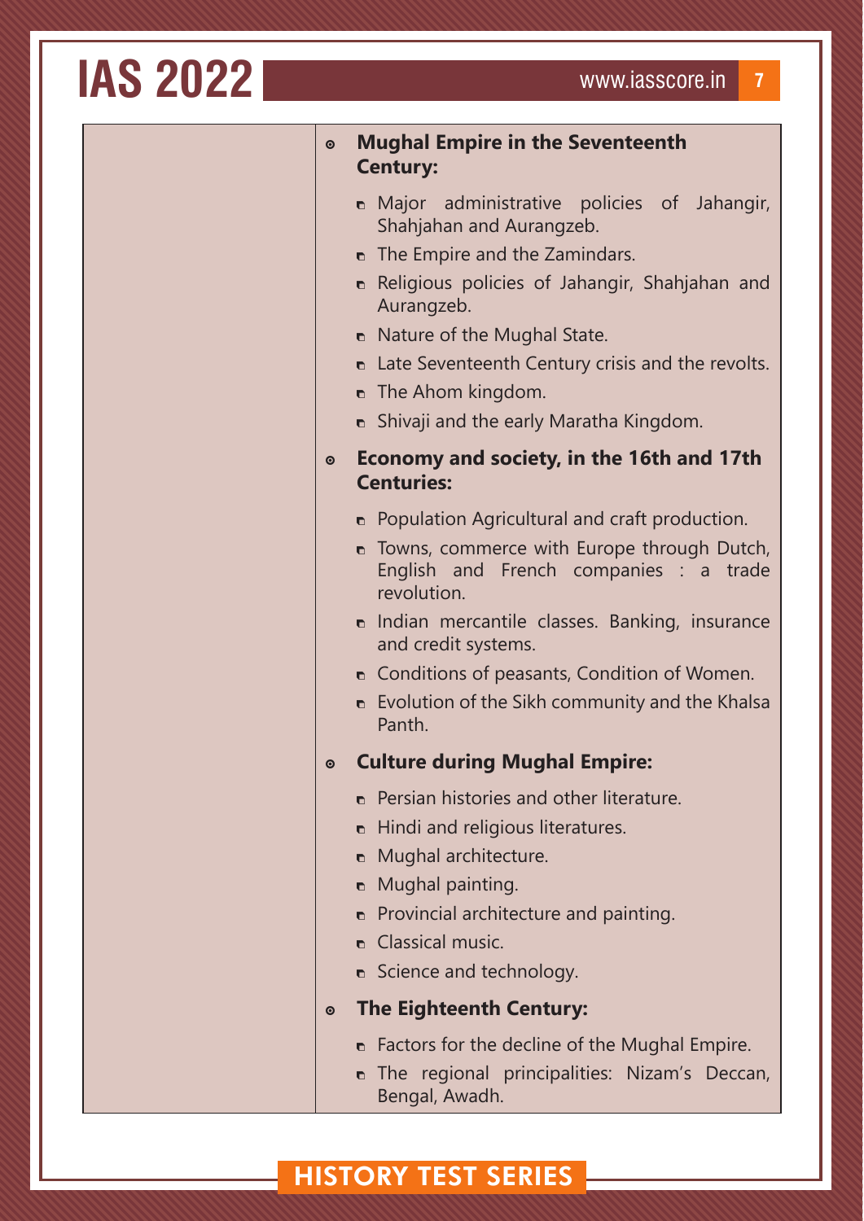- **Mughal Empire in the Seventeenth Century:**
  - Major administrative policies of Jahangir, Shahjahan and Aurangzeb.
  - The Empire and the Zamindars.
  - Religious policies of Jahangir, Shahjahan and Aurangzeb.
  - Nature of the Mughal State.
  - Late Seventeenth Century crisis and the revolts.
  - The Ahom kingdom.
  - Shivaji and the early Maratha Kingdom.
- **Economy and society, in the 16th and 17th Centuries:**
  - Population Agricultural and craft production.
  - Towns, commerce with Europe through Dutch, English and French companies : a trade revolution.
  - Indian mercantile classes. Banking, insurance and credit systems.
  - Conditions of peasants, Condition of Women.
  - Evolution of the Sikh community and the Khalsa Panth.
- **Culture during Mughal Empire:**
  - Persian histories and other literature.
  - Hindi and religious literatures.
  - Mughal architecture.
  - Mughal painting.
  - Provincial architecture and painting.
  - Classical music.
  - Science and technology.
- **The Eighteenth Century:**
  - Factors for the decline of the Mughal Empire.
  - The regional principalities: Nizam's Deccan, Bengal, Awadh.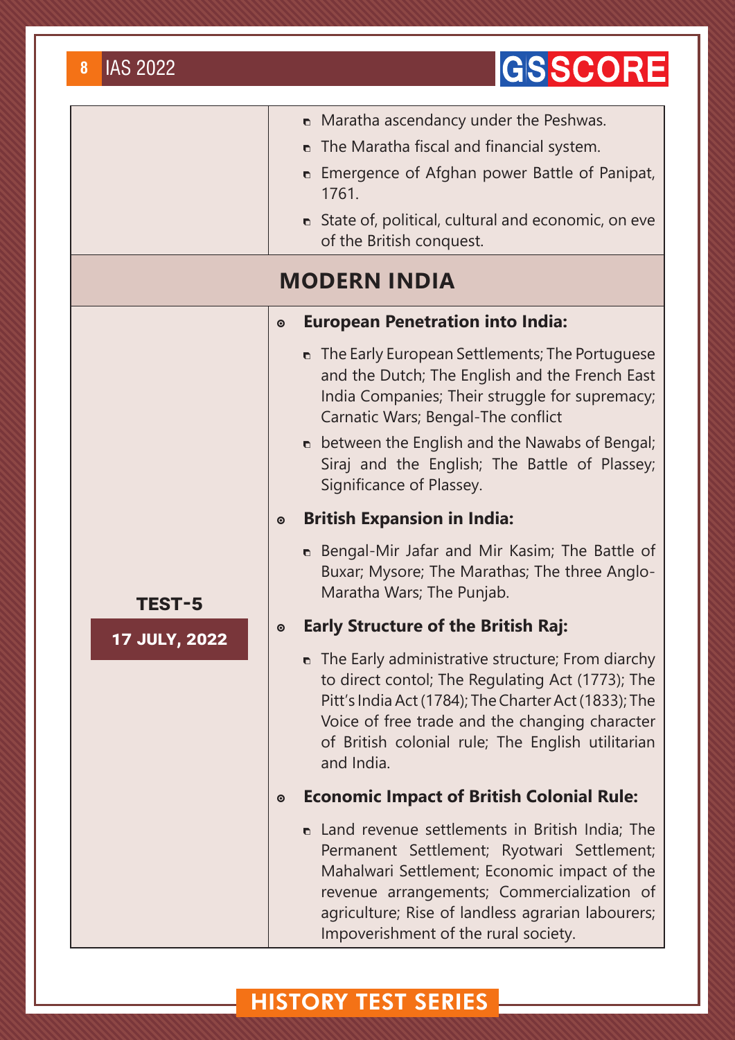| | |
|---|---|
| | • Maratha ascendancy under the Peshwas.<br>• The Maratha fiscal and financial system.<br>• Emergence of Afghan power Battle of Panipat, 1761.<br>• State of, political, cultural and economic, on eve of the British conquest. |
| **MODERN INDIA** | |
| **TEST-5**<br>**17 JULY, 2022** | ◉ **European Penetration into India:**<br>• The Early European Settlements; The Portuguese and the Dutch; The English and the French East India Companies; Their struggle for supremacy; Carnatic Wars; Bengal-The conflict<br>• between the English and the Nawabs of Bengal; Siraj and the English; The Battle of Plassey; Significance of Plassey.<br>◉ **British Expansion in India:**<br>• Bengal-Mir Jafar and Mir Kasim; The Battle of Buxar; Mysore; The Marathas; The three Anglo-Maratha Wars; The Punjab.<br>◉ **Early Structure of the British Raj:**<br>• The Early administrative structure; From diarchy to direct contol; The Regulating Act (1773); The Pitt's India Act (1784); The Charter Act (1833); The Voice of free trade and the changing character of British colonial rule; The English utilitarian and India.<br>◉ **Economic Impact of British Colonial Rule:**<br>• Land revenue settlements in British India; The Permanent Settlement; Ryotwari Settlement; Mahalwari Settlement; Economic impact of the revenue arrangements; Commercialization of agriculture; Rise of landless agrarian labourers; Impoverishment of the rural society. |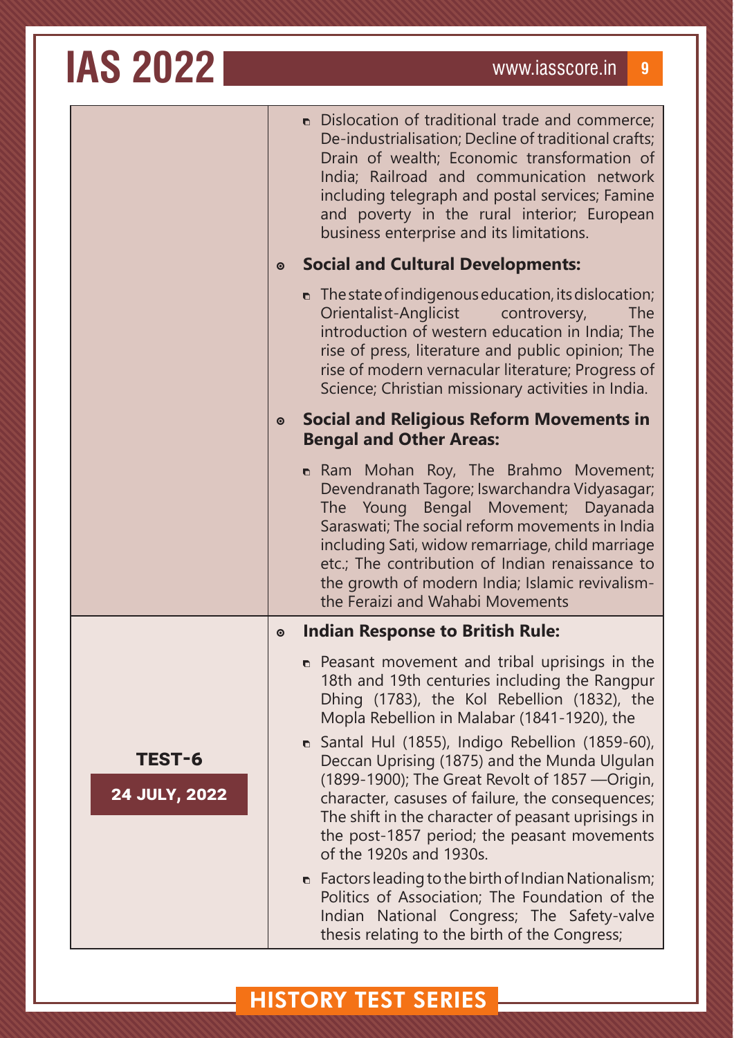| | |
|---|---|
| | ▪ Dislocation of traditional trade and commerce; De-industrialisation; Decline of traditional crafts; Drain of wealth; Economic transformation of India; Railroad and communication network including telegraph and postal services; Famine and poverty in the rural interior; European business enterprise and its limitations.<br><br>◉ **Social and Cultural Developments:**<br><br>▪ The state of indigenous education, its dislocation; Orientalist-Anglicist controversy, The introduction of western education in India; The rise of press, literature and public opinion; The rise of modern vernacular literature; Progress of Science; Christian missionary activities in India.<br><br>◉ **Social and Religious Reform Movements in Bengal and Other Areas:**<br><br>▪ Ram Mohan Roy, The Brahmo Movement; Devendranath Tagore; Iswarchandra Vidyasagar; The Young Bengal Movement; Dayanada Saraswati; The social reform movements in India including Sati, widow remarriage, child marriage etc.; The contribution of Indian renaissance to the growth of modern India; Islamic revivalism-the Feraizi and Wahabi Movements |
| **TEST-6**<br><br>**24 JULY, 2022** | ◉ **Indian Response to British Rule:**<br><br>▪ Peasant movement and tribal uprisings in the 18th and 19th centuries including the Rangpur Dhing (1783), the Kol Rebellion (1832), the Mopla Rebellion in Malabar (1841-1920), the<br><br>▪ Santal Hul (1855), Indigo Rebellion (1859-60), Deccan Uprising (1875) and the Munda Ulgulan (1899-1900); The Great Revolt of 1857 —Origin, character, casuses of failure, the consequences; The shift in the character of peasant uprisings in the post-1857 period; the peasant movements of the 1920s and 1930s.<br><br>▪ Factors leading to the birth of Indian Nationalism; Politics of Association; The Foundation of the Indian National Congress; The Safety-valve thesis relating to the birth of the Congress; |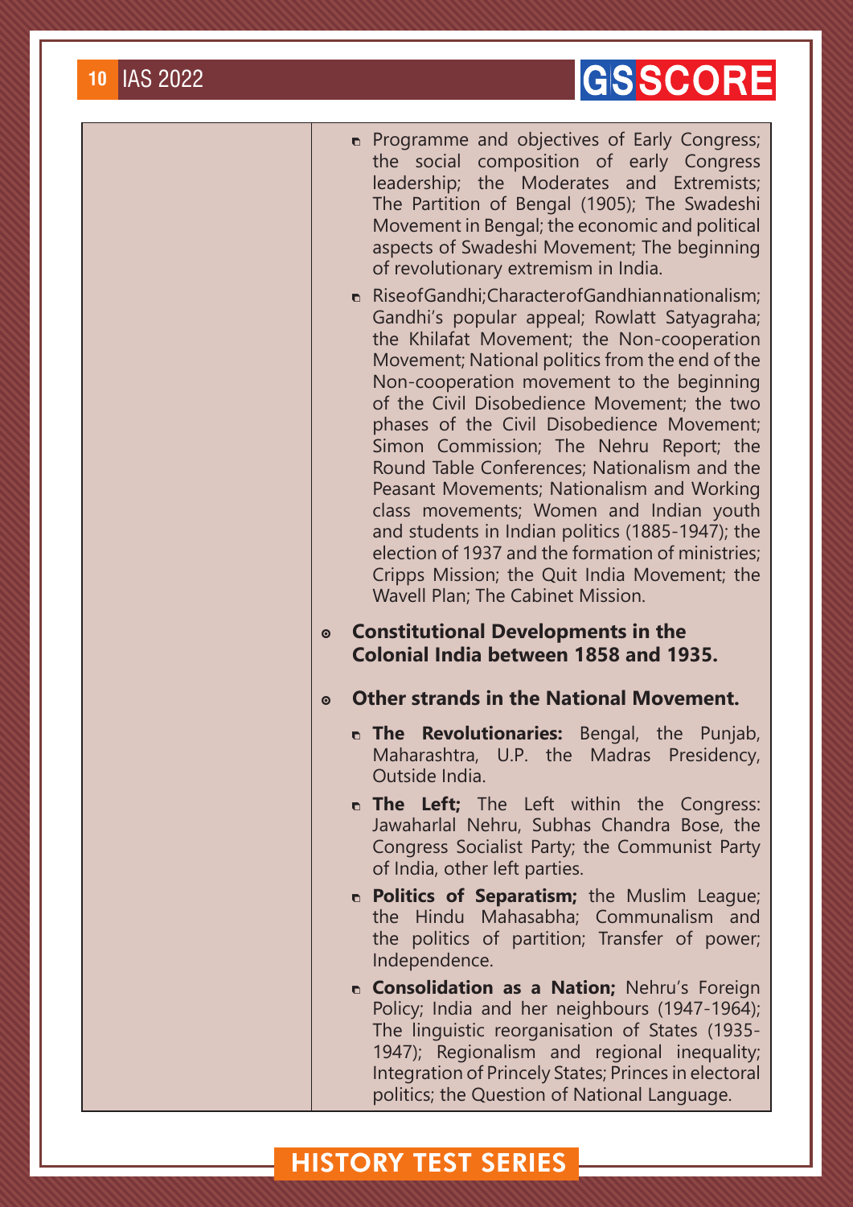| | |
|---|---|
| | - Programme and objectives of Early Congress; the social composition of early Congress leadership; the Moderates and Extremists; The Partition of Bengal (1905); The Swadeshi Movement in Bengal; the economic and political aspects of Swadeshi Movement; The beginning of revolutionary extremism in India.<br>- Rise of Gandhi; Character of Gandhian nationalism; Gandhi's popular appeal; Rowlatt Satyagraha; the Khilafat Movement; the Non-cooperation Movement; National politics from the end of the Non-cooperation movement to the beginning of the Civil Disobedience Movement; the two phases of the Civil Disobedience Movement; Simon Commission; The Nehru Report; the Round Table Conferences; Nationalism and the Peasant Movements; Nationalism and Working class movements; Women and Indian youth and students in Indian politics (1885-1947); the election of 1937 and the formation of ministries; Cripps Mission; the Quit India Movement; the Wavell Plan; The Cabinet Mission.<br><br>**Constitutional Developments in the Colonial India between 1858 and 1935.**<br><br>**Other strands in the National Movement.**<br>- **The Revolutionaries:** Bengal, the Punjab, Maharashtra, U.P. the Madras Presidency, Outside India.<br>- **The Left;** The Left within the Congress: Jawaharlal Nehru, Subhas Chandra Bose, the Congress Socialist Party; the Communist Party of India, other left parties.<br>- **Politics of Separatism;** the Muslim League; the Hindu Mahasabha; Communalism and the politics of partition; Transfer of power; Independence.<br>- **Consolidation as a Nation;** Nehru's Foreign Policy; India and her neighbours (1947-1964); The linguistic reorganisation of States (1935-1947); Regionalism and regional inequality; Integration of Princely States; Princes in electoral politics; the Question of National Language. |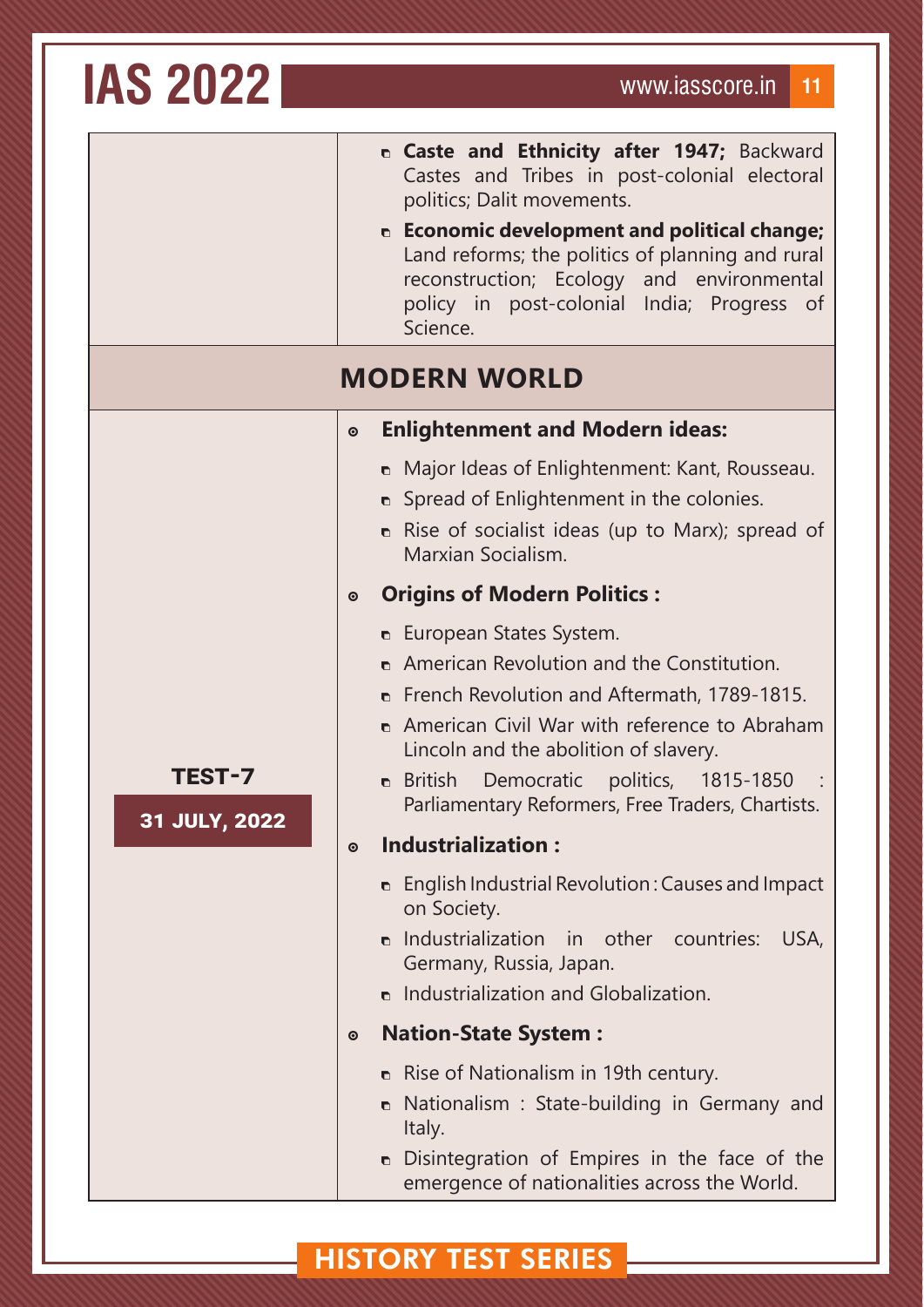| | |
|---|---|
| | - **Caste and Ethnicity after 1947;** Backward Castes and Tribes in post-colonial electoral politics; Dalit movements.<br>- **Economic development and political change;** Land reforms; the politics of planning and rural reconstruction; Ecology and environmental policy in post-colonial India; Progress of Science. |

## MODERN WORLD

| | |
|---|---|
| **TEST-7**<br>**31 JULY, 2022** | **Enlightenment and Modern ideas:**<br>- Major Ideas of Enlightenment: Kant, Rousseau.<br>- Spread of Enlightenment in the colonies.<br>- Rise of socialist ideas (up to Marx); spread of Marxian Socialism.<br><br>**Origins of Modern Politics :**<br>- European States System.<br>- American Revolution and the Constitution.<br>- French Revolution and Aftermath, 1789-1815.<br>- American Civil War with reference to Abraham Lincoln and the abolition of slavery.<br>- British Democratic politics, 1815-1850 : Parliamentary Reformers, Free Traders, Chartists.<br><br>**Industrialization :**<br>- English Industrial Revolution : Causes and Impact on Society.<br>- Industrialization in other countries: USA, Germany, Russia, Japan.<br>- Industrialization and Globalization.<br><br>**Nation-State System :**<br>- Rise of Nationalism in 19th century.<br>- Nationalism : State-building in Germany and Italy.<br>- Disintegration of Empires in the face of the emergence of nationalities across the World. |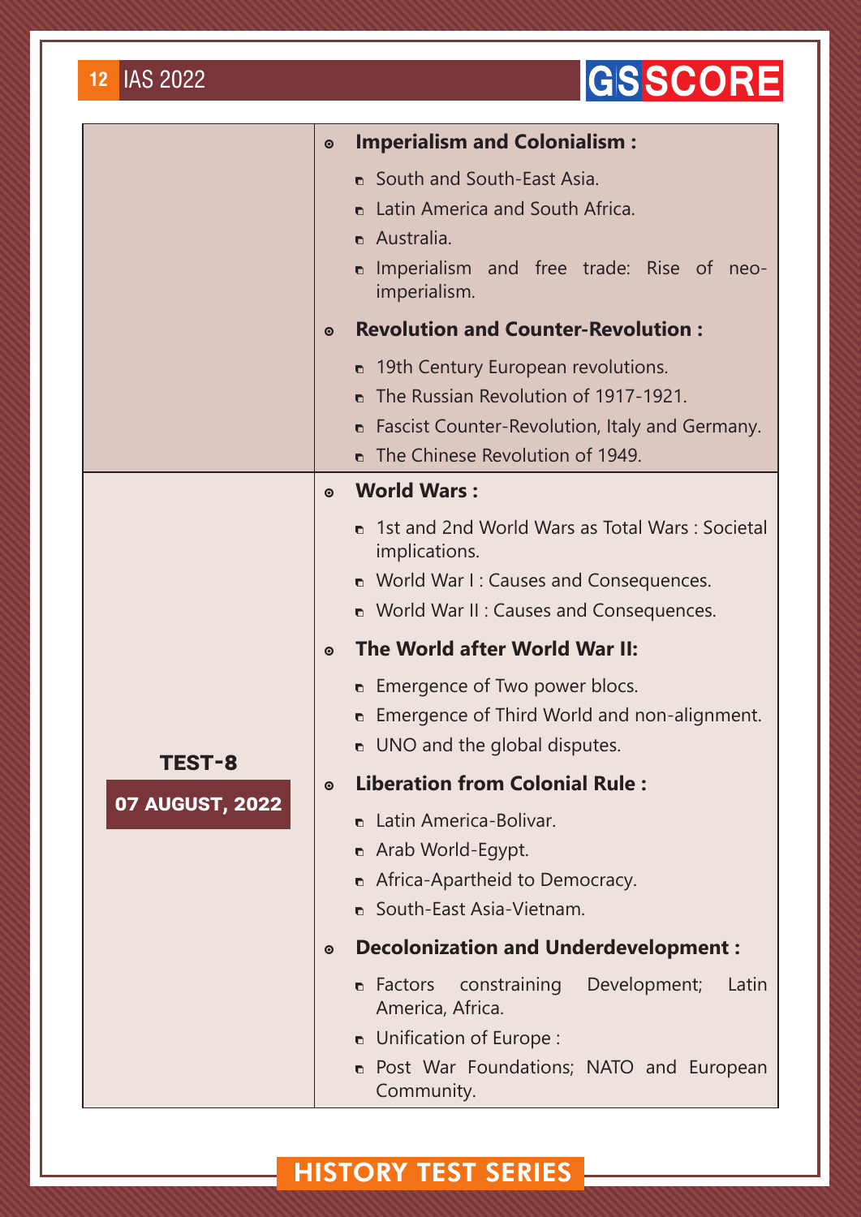| | |
|---|---|
| | **Imperialism and Colonialism :**<br>• South and South-East Asia.<br>• Latin America and South Africa.<br>• Australia.<br>• Imperialism and free trade: Rise of neo-imperialism.<br>**Revolution and Counter-Revolution :**<br>• 19th Century European revolutions.<br>• The Russian Revolution of 1917-1921.<br>• Fascist Counter-Revolution, Italy and Germany.<br>• The Chinese Revolution of 1949. |
| **TEST-8**<br>**07 AUGUST, 2022** | **World Wars :**<br>• 1st and 2nd World Wars as Total Wars : Societal implications.<br>• World War I : Causes and Consequences.<br>• World War II : Causes and Consequences.<br>**The World after World War II:**<br>• Emergence of Two power blocs.<br>• Emergence of Third World and non-alignment.<br>• UNO and the global disputes.<br>**Liberation from Colonial Rule :**<br>• Latin America-Bolivar.<br>• Arab World-Egypt.<br>• Africa-Apartheid to Democracy.<br>• South-East Asia-Vietnam.<br>**Decolonization and Underdevelopment :**<br>• Factors constraining Development; Latin America, Africa.<br>• Unification of Europe :<br>• Post War Foundations; NATO and European Community. |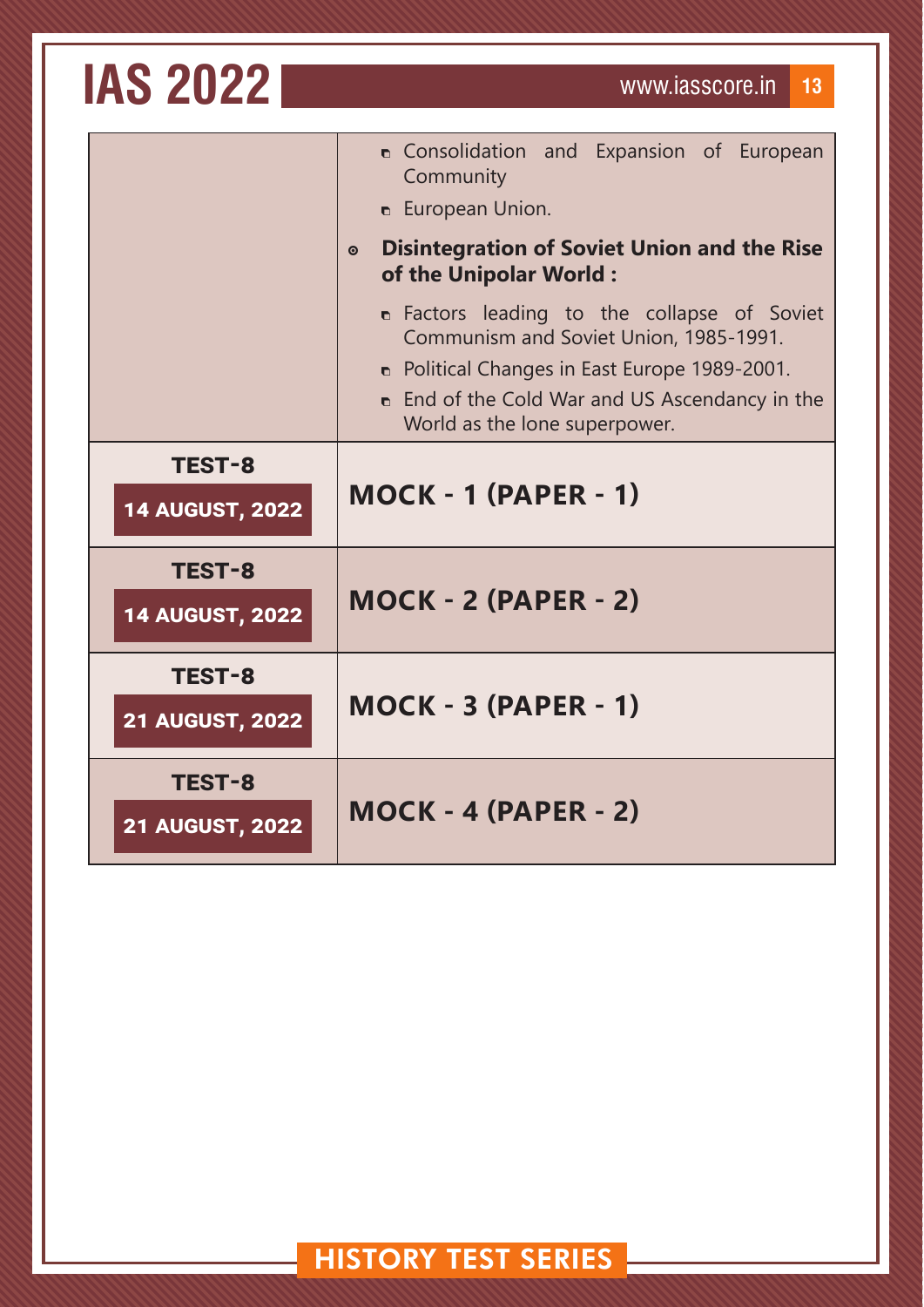| | |
|---|---|
| | - Consolidation and Expansion of European Community<br>- European Union.<br><br>**Disintegration of Soviet Union and the Rise of the Unipolar World :**<br>- Factors leading to the collapse of Soviet Communism and Soviet Union, 1985-1991.<br>- Political Changes in East Europe 1989-2001.<br>- End of the Cold War and US Ascendancy in the World as the lone superpower. |
| **TEST-8**<br>**14 AUGUST, 2022** | **MOCK - 1 (PAPER - 1)** |
| **TEST-8**<br>**14 AUGUST, 2022** | **MOCK - 2 (PAPER - 2)** |
| **TEST-8**<br>**21 AUGUST, 2022** | **MOCK - 3 (PAPER - 1)** |
| **TEST-8**<br>**21 AUGUST, 2022** | **MOCK - 4 (PAPER - 2)** |